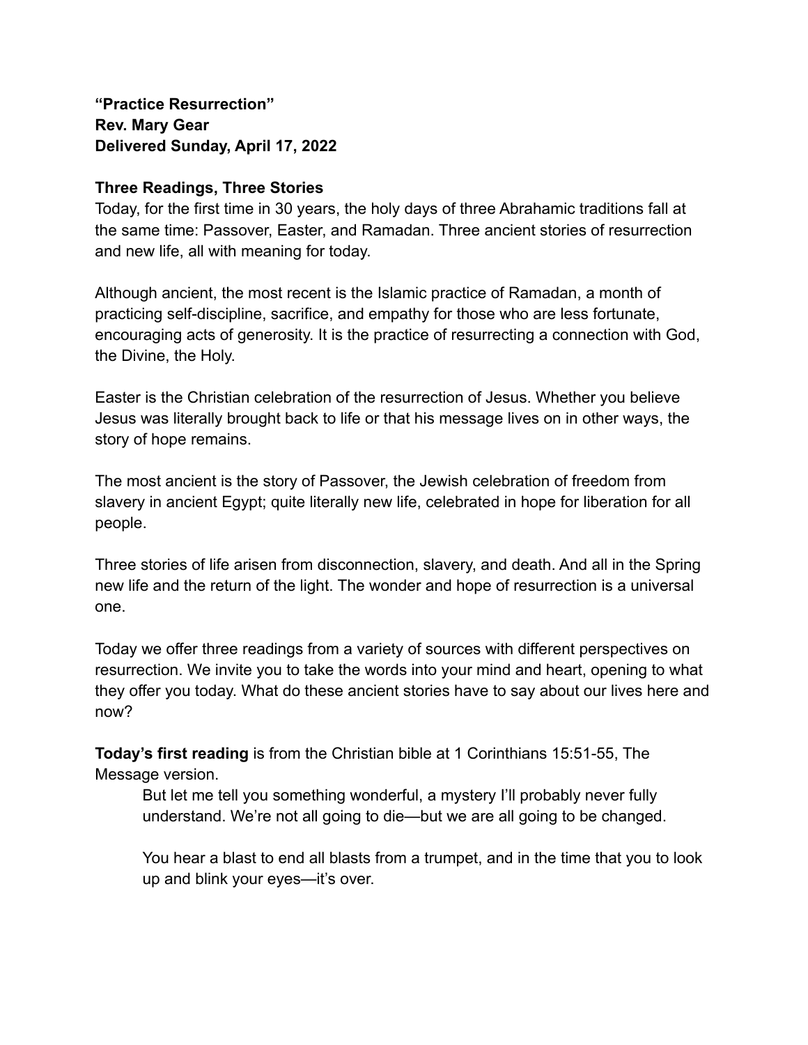**"Practice Resurrection"**
**Rev. Mary Gear**
**Delivered Sunday, April 17, 2022**

**Three Readings, Three Stories**

Today, for the first time in 30 years, the holy days of three Abrahamic traditions fall at the same time: Passover, Easter, and Ramadan. Three ancient stories of resurrection and new life, all with meaning for today.

Although ancient, the most recent is the Islamic practice of Ramadan, a month of practicing self-discipline, sacrifice, and empathy for those who are less fortunate, encouraging acts of generosity. It is the practice of resurrecting a connection with God, the Divine, the Holy.

Easter is the Christian celebration of the resurrection of Jesus. Whether you believe Jesus was literally brought back to life or that his message lives on in other ways, the story of hope remains.

The most ancient is the story of Passover, the Jewish celebration of freedom from slavery in ancient Egypt; quite literally new life, celebrated in hope for liberation for all people.

Three stories of life arisen from disconnection, slavery, and death. And all in the Spring new life and the return of the light. The wonder and hope of resurrection is a universal one.

Today we offer three readings from a variety of sources with different perspectives on resurrection. We invite you to take the words into your mind and heart, opening to what they offer you today. What do these ancient stories have to say about our lives here and now?

**Today's first reading** is from the Christian bible at 1 Corinthians 15:51-55, The Message version.

> But let me tell you something wonderful, a mystery I'll probably never fully understand. We're not all going to die—but we are all going to be changed.
>
> You hear a blast to end all blasts from a trumpet, and in the time that you to look up and blink your eyes—it's over.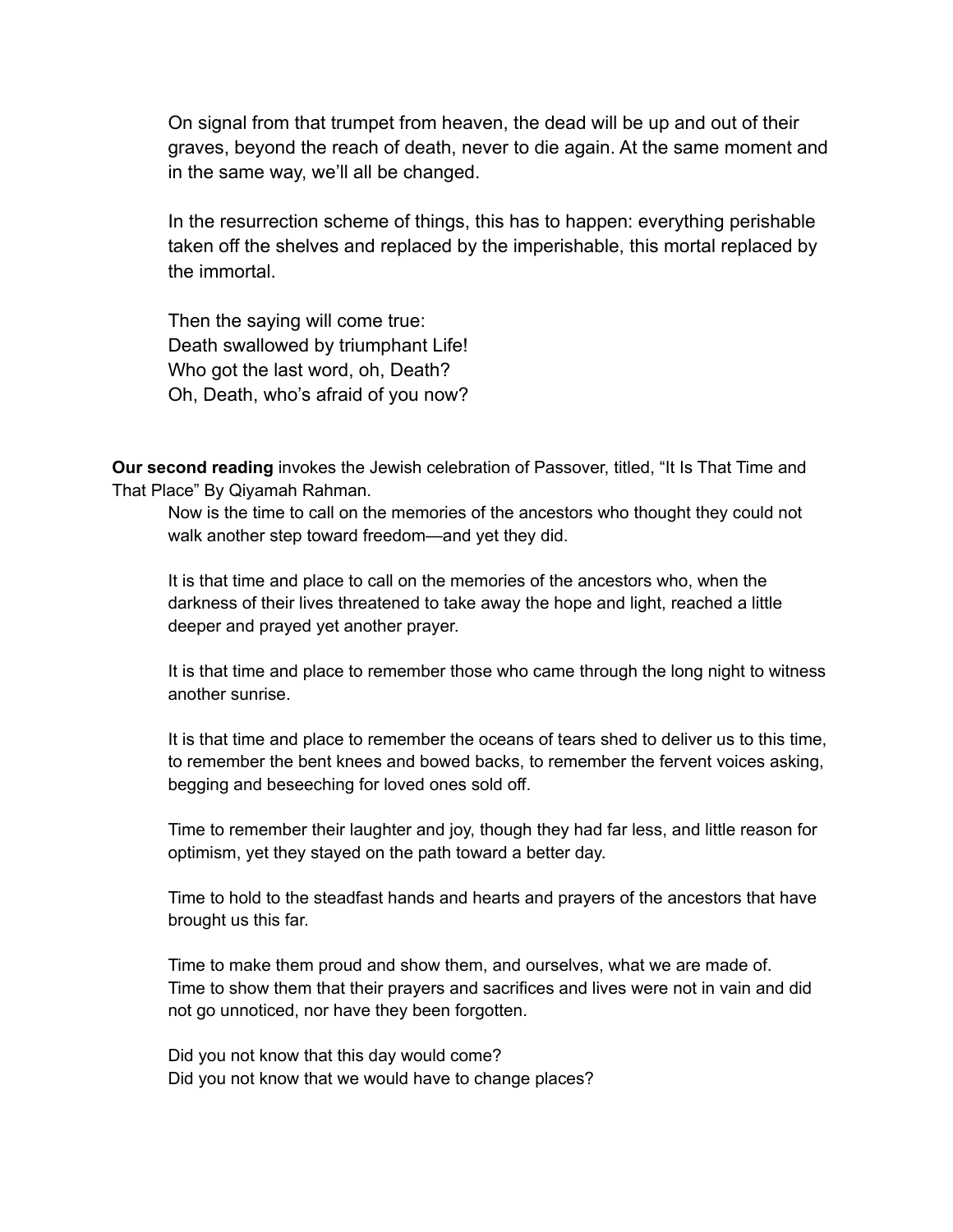On signal from that trumpet from heaven, the dead will be up and out of their graves, beyond the reach of death, never to die again. At the same moment and in the same way, we'll all be changed.

In the resurrection scheme of things, this has to happen: everything perishable taken off the shelves and replaced by the imperishable, this mortal replaced by the immortal.

Then the saying will come true:
Death swallowed by triumphant Life!
Who got the last word, oh, Death?
Oh, Death, who's afraid of you now?

**Our second reading** invokes the Jewish celebration of Passover, titled, "It Is That Time and That Place" By Qiyamah Rahman.

Now is the time to call on the memories of the ancestors who thought they could not walk another step toward freedom—and yet they did.

It is that time and place to call on the memories of the ancestors who, when the darkness of their lives threatened to take away the hope and light, reached a little deeper and prayed yet another prayer.

It is that time and place to remember those who came through the long night to witness another sunrise.

It is that time and place to remember the oceans of tears shed to deliver us to this time, to remember the bent knees and bowed backs, to remember the fervent voices asking, begging and beseeching for loved ones sold off.

Time to remember their laughter and joy, though they had far less, and little reason for optimism, yet they stayed on the path toward a better day.

Time to hold to the steadfast hands and hearts and prayers of the ancestors that have brought us this far.

Time to make them proud and show them, and ourselves, what we are made of.
Time to show them that their prayers and sacrifices and lives were not in vain and did not go unnoticed, nor have they been forgotten.

Did you not know that this day would come?
Did you not know that we would have to change places?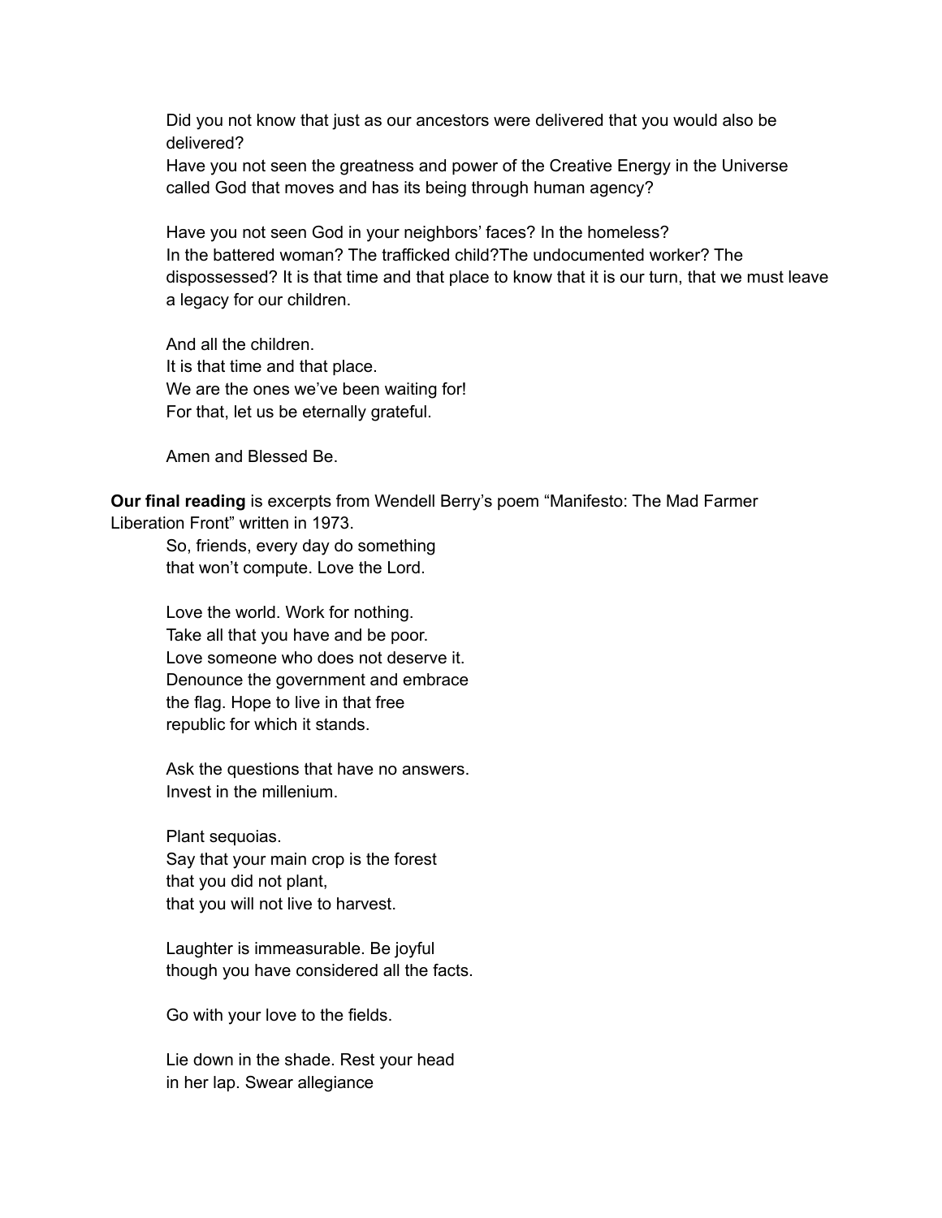Did you not know that just as our ancestors were delivered that you would also be delivered?
Have you not seen the greatness and power of the Creative Energy in the Universe called God that moves and has its being through human agency?

Have you not seen God in your neighbors' faces? In the homeless?
In the battered woman? The trafficked child?The undocumented worker? The dispossessed? It is that time and that place to know that it is our turn, that we must leave a legacy for our children.

And all the children.
It is that time and that place.
We are the ones we've been waiting for!
For that, let us be eternally grateful.

Amen and Blessed Be.

**Our final reading** is excerpts from Wendell Berry's poem "Manifesto: The Mad Farmer Liberation Front" written in 1973.

So, friends, every day do something
that won't compute. Love the Lord.

Love the world. Work for nothing.
Take all that you have and be poor.
Love someone who does not deserve it.
Denounce the government and embrace
the flag. Hope to live in that free
republic for which it stands.

Ask the questions that have no answers.
Invest in the millenium.

Plant sequoias.
Say that your main crop is the forest
that you did not plant,
that you will not live to harvest.

Laughter is immeasurable. Be joyful
though you have considered all the facts.

Go with your love to the fields.

Lie down in the shade. Rest your head
in her lap. Swear allegiance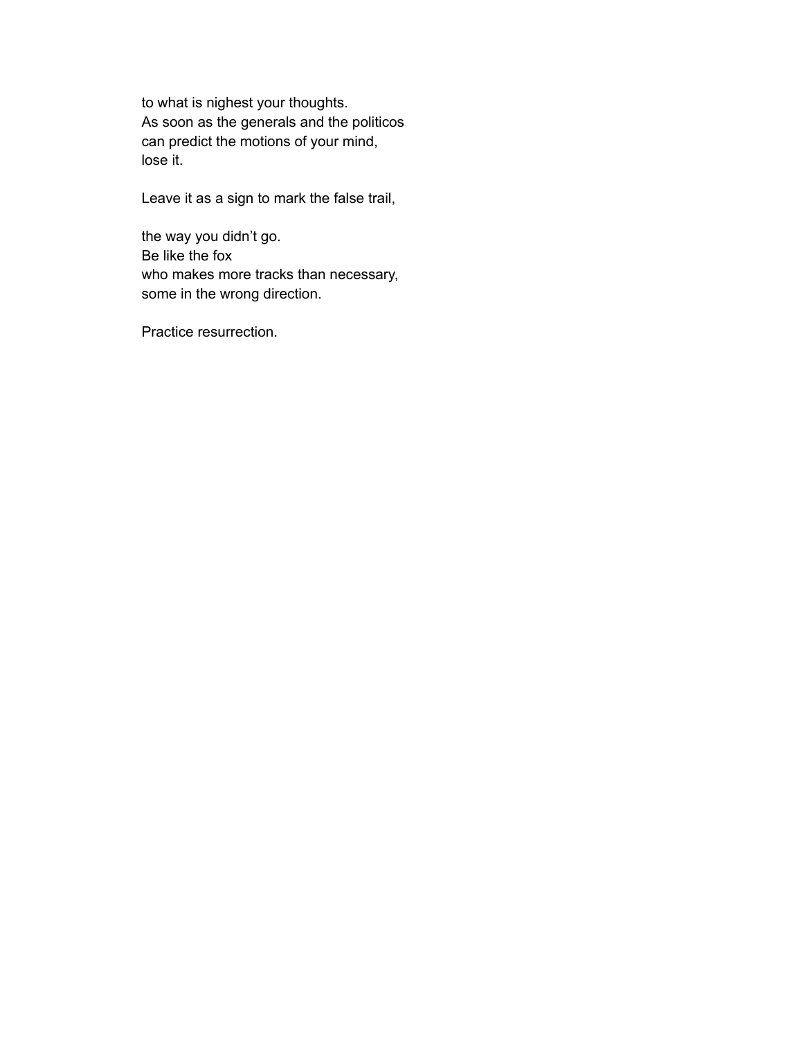to what is nighest your thoughts.
As soon as the generals and the politicos
can predict the motions of your mind,
lose it.

Leave it as a sign to mark the false trail,

the way you didn't go.
Be like the fox
who makes more tracks than necessary,
some in the wrong direction.

Practice resurrection.